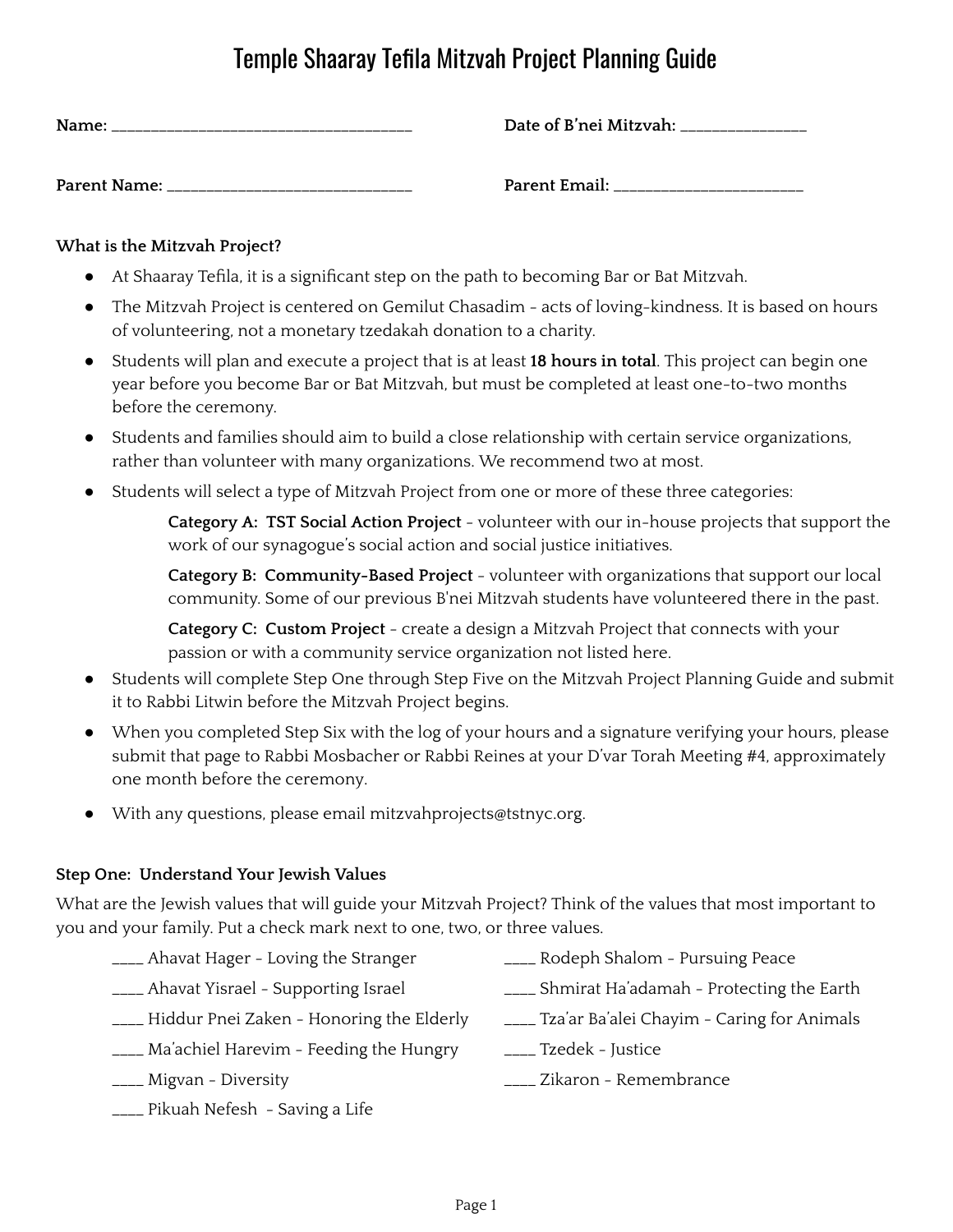# Temple Shaaray Tefila Mitzvah Project Planning Guide

**Name:** ______________________________________ **Date of B'nei Mitzvah:** ________________

**Parent Name:** ______________________________ **Parent Email:** _______________________

**What is the Mitzvah Project?**

- At Shaaray Tefila, it is a significant step on the path to becoming Bar or Bat Mitzvah.
- The Mitzvah Project is centered on Gemilut Chasadim - acts of loving-kindness. It is based on hours of volunteering, not a monetary tzedakah donation to a charity.
- Students will plan and execute a project that is at least **18 hours in total**. This project can begin one year before you become Bar or Bat Mitzvah, but must be completed at least one-to-two months before the ceremony.
- Students and families should aim to build a close relationship with certain service organizations, rather than volunteer with many organizations. We recommend two at most.
- Students will select a type of Mitzvah Project from one or more of these three categories:

  **Category A: TST Social Action Project** - volunteer with our in-house projects that support the work of our synagogue's social action and social justice initiatives.

  **Category B: Community-Based Project** - volunteer with organizations that support our local community. Some of our previous B'nei Mitzvah students have volunteered there in the past.

  **Category C: Custom Project** - create a design a Mitzvah Project that connects with your passion or with a community service organization not listed here.

- Students will complete Step One through Step Five on the Mitzvah Project Planning Guide and submit it to Rabbi Litwin before the Mitzvah Project begins.
- When you completed Step Six with the log of your hours and a signature verifying your hours, please submit that page to Rabbi Mosbacher or Rabbi Reines at your D'var Torah Meeting #4, approximately one month before the ceremony.
- With any questions, please email mitzvahprojects@tstnyc.org.

**Step One: Understand Your Jewish Values**

What are the Jewish values that will guide your Mitzvah Project? Think of the values that most important to you and your family. Put a check mark next to one, two, or three values.

____ Ahavat Hager - Loving the Stranger

____ Ahavat Yisrael - Supporting Israel

____ Hiddur Pnei Zaken - Honoring the Elderly

____ Ma'achiel Harevim - Feeding the Hungry

____ Migvan - Diversity

____ Pikuah Nefesh - Saving a Life

____ Rodeph Shalom - Pursuing Peace

____ Shmirat Ha'adamah - Protecting the Earth

____ Tza'ar Ba'alei Chayim - Caring for Animals

____ Tzedek - Justice

____ Zikaron - Remembrance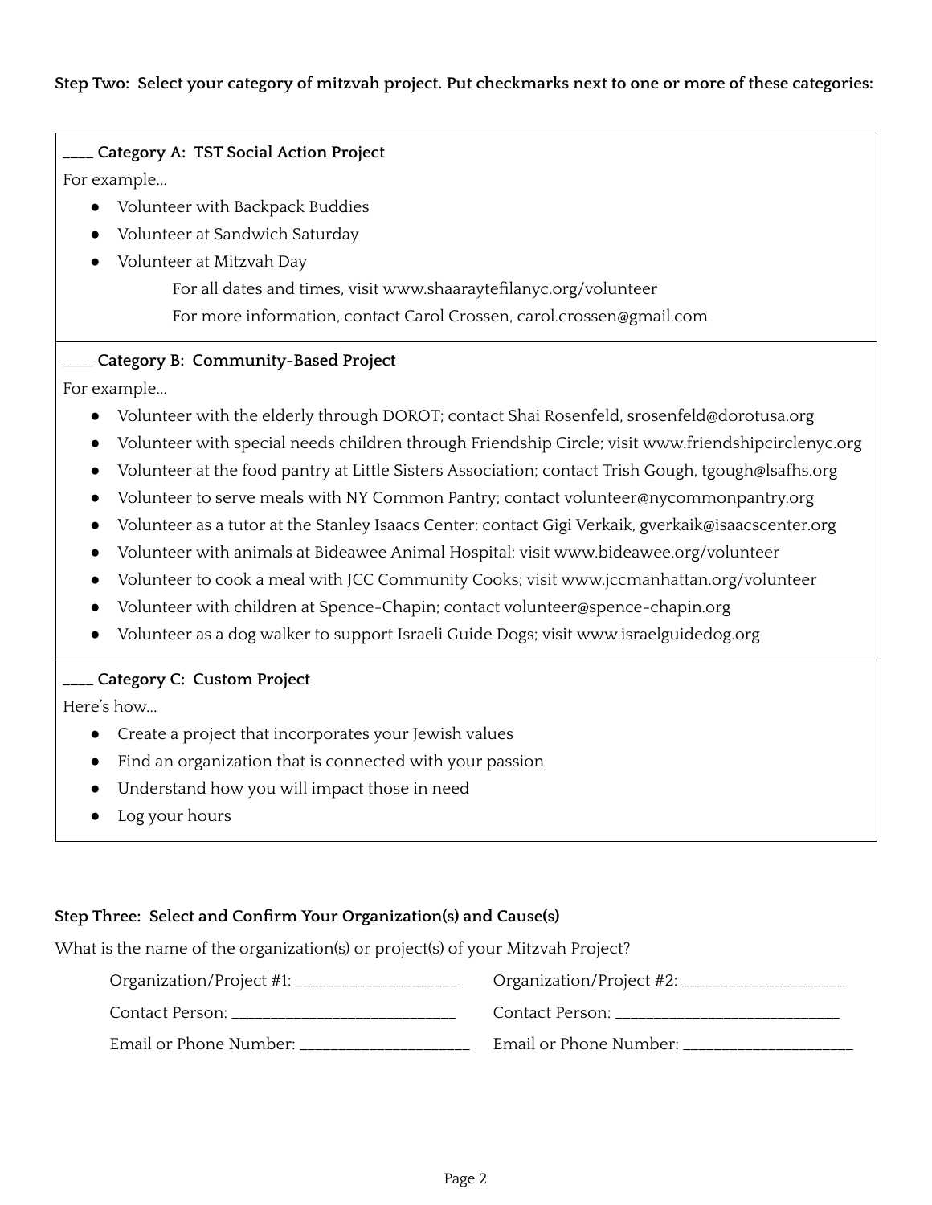**Step Two: Select your category of mitzvah project. Put checkmarks next to one or more of these categories:**

____ **Category A: TST Social Action Project**

For example…

- Volunteer with Backpack Buddies
- Volunteer at Sandwich Saturday
- Volunteer at Mitzvah Day

    For all dates and times, visit www.shaaraytefilanyc.org/volunteer

    For more information, contact Carol Crossen, carol.crossen@gmail.com

____ **Category B: Community-Based Project**

For example…

- Volunteer with the elderly through DOROT; contact Shai Rosenfeld, srosenfeld@dorotusa.org
- Volunteer with special needs children through Friendship Circle; visit www.friendshipcirclenyc.org
- Volunteer at the food pantry at Little Sisters Association; contact Trish Gough, tgough@lsafhs.org
- Volunteer to serve meals with NY Common Pantry; contact volunteer@nycommonpantry.org
- Volunteer as a tutor at the Stanley Isaacs Center; contact Gigi Verkaik, gverkaik@isaacscenter.org
- Volunteer with animals at Bideawee Animal Hospital; visit www.bideawee.org/volunteer
- Volunteer to cook a meal with JCC Community Cooks; visit www.jccmanhattan.org/volunteer
- Volunteer with children at Spence-Chapin; contact volunteer@spence-chapin.org
- Volunteer as a dog walker to support Israeli Guide Dogs; visit www.israelguidedog.org

____ **Category C: Custom Project**

Here's how…

- Create a project that incorporates your Jewish values
- Find an organization that is connected with your passion
- Understand how you will impact those in need
- Log your hours

**Step Three: Select and Confirm Your Organization(s) and Cause(s)**

What is the name of the organization(s) or project(s) of your Mitzvah Project?

Organization/Project #1: ____________________

Contact Person: ____________________________

Email or Phone Number: _____________________

Organization/Project #2: ____________________

Contact Person: ____________________________

Email or Phone Number: _____________________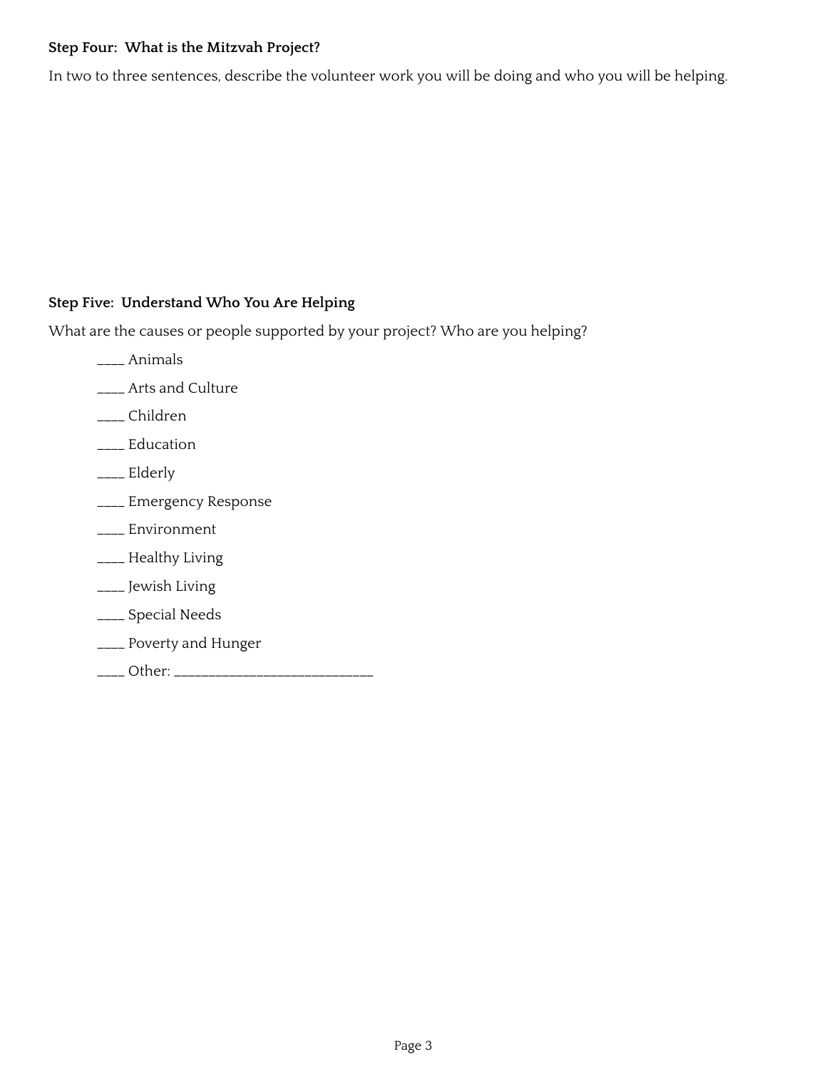**Step Four: What is the Mitzvah Project?**

In two to three sentences, describe the volunteer work you will be doing and who you will be helping.

**Step Five: Understand Who You Are Helping**

What are the causes or people supported by your project? Who are you helping?

____ Animals

____ Arts and Culture

____ Children

____ Education

____ Elderly

____ Emergency Response

____ Environment

____ Healthy Living

____ Jewish Living

____ Special Needs

____ Poverty and Hunger

____ Other: ___________________________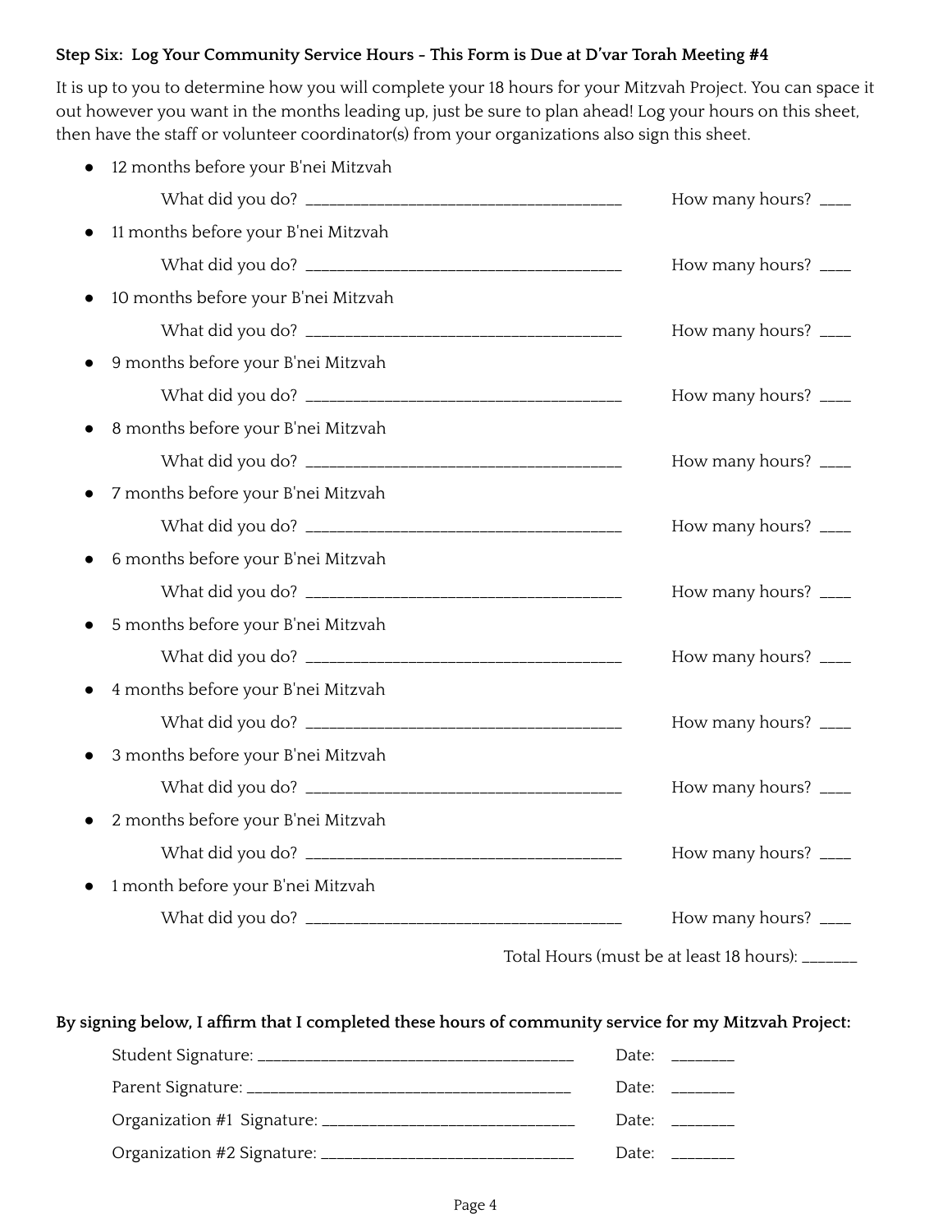**Step Six: Log Your Community Service Hours - This Form is Due at D'var Torah Meeting #4**

It is up to you to determine how you will complete your 18 hours for your Mitzvah Project. You can space it out however you want in the months leading up, just be sure to plan ahead! Log your hours on this sheet, then have the staff or volunteer coordinator(s) from your organizations also sign this sheet.

- 12 months before your B'nei Mitzvah

  What did you do? ______________________________________ How many hours? ____

- 11 months before your B'nei Mitzvah

  What did you do? ______________________________________ How many hours? ____

- 10 months before your B'nei Mitzvah

  What did you do? ______________________________________ How many hours? ____

- 9 months before your B'nei Mitzvah

  What did you do? ______________________________________ How many hours? ____

- 8 months before your B'nei Mitzvah

  What did you do? ______________________________________ How many hours? ____

- 7 months before your B'nei Mitzvah

  What did you do? ______________________________________ How many hours? ____

- 6 months before your B'nei Mitzvah

  What did you do? ______________________________________ How many hours? ____

- 5 months before your B'nei Mitzvah

  What did you do? ______________________________________ How many hours? ____

- 4 months before your B'nei Mitzvah

  What did you do? ______________________________________ How many hours? ____

- 3 months before your B'nei Mitzvah

  What did you do? ______________________________________ How many hours? ____

- 2 months before your B'nei Mitzvah

  What did you do? ______________________________________ How many hours? ____

- 1 month before your B'nei Mitzvah

  What did you do? ______________________________________ How many hours? ____

Total Hours (must be at least 18 hours): _______

**By signing below, I affirm that I completed these hours of community service for my Mitzvah Project:**

Student Signature: ______________________________________ Date: ________

Parent Signature: ______________________________________ Date: ________

Organization #1 Signature: ______________________________ Date: ________

Organization #2 Signature: ______________________________ Date: ________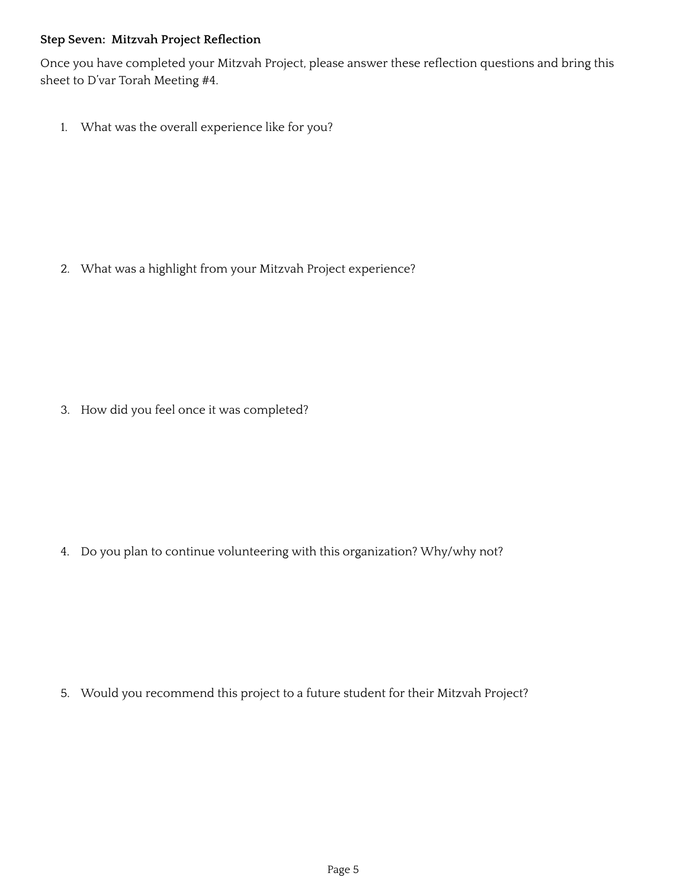**Step Seven: Mitzvah Project Reflection**

Once you have completed your Mitzvah Project, please answer these reflection questions and bring this sheet to D'var Torah Meeting #4.

1. What was the overall experience like for you?

2. What was a highlight from your Mitzvah Project experience?

3. How did you feel once it was completed?

4. Do you plan to continue volunteering with this organization? Why/why not?

5. Would you recommend this project to a future student for their Mitzvah Project?